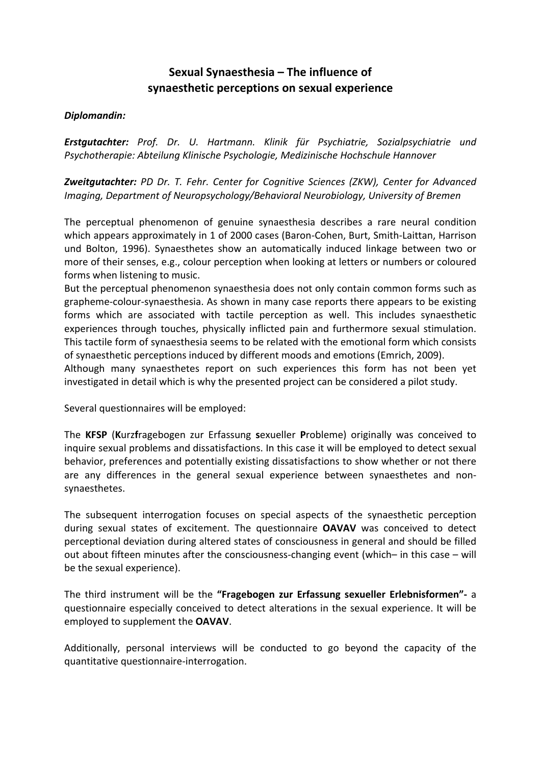# Sexual Synaesthesia – The influence of synaesthetic perceptions on sexual experience

***Diplomandin:***

***Erstgutachter:*** *Prof. Dr. U. Hartmann. Klinik für Psychiatrie, Sozialpsychiatrie und Psychotherapie: Abteilung Klinische Psychologie, Medizinische Hochschule Hannover*

***Zweitgutachter:*** *PD Dr. T. Fehr. Center for Cognitive Sciences (ZKW), Center for Advanced Imaging, Department of Neuropsychology/Behavioral Neurobiology, University of Bremen*

The perceptual phenomenon of genuine synaesthesia describes a rare neural condition which appears approximately in 1 of 2000 cases (Baron-Cohen, Burt, Smith-Laittan, Harrison und Bolton, 1996). Synaesthetes show an automatically induced linkage between two or more of their senses, e.g., colour perception when looking at letters or numbers or coloured forms when listening to music.
But the perceptual phenomenon synaesthesia does not only contain common forms such as grapheme-colour-synaesthesia. As shown in many case reports there appears to be existing forms which are associated with tactile perception as well. This includes synaesthetic experiences through touches, physically inflicted pain and furthermore sexual stimulation. This tactile form of synaesthesia seems to be related with the emotional form which consists of synaesthetic perceptions induced by different moods and emotions (Emrich, 2009).
Although many synaesthetes report on such experiences this form has not been yet investigated in detail which is why the presented project can be considered a pilot study.

Several questionnaires will be employed:

The **KFSP** (**K**urz**f**ragebogen zur Erfassung **s**exueller **P**robleme) originally was conceived to inquire sexual problems and dissatisfactions. In this case it will be employed to detect sexual behavior, preferences and potentially existing dissatisfactions to show whether or not there are any differences in the general sexual experience between synaesthetes and non-synaesthetes.

The subsequent interrogation focuses on special aspects of the synaesthetic perception during sexual states of excitement. The questionnaire **OAVAV** was conceived to detect perceptional deviation during altered states of consciousness in general and should be filled out about fifteen minutes after the consciousness-changing event (which– in this case – will be the sexual experience).

The third instrument will be the **"Fragebogen zur Erfassung sexueller Erlebnisformen"-** a questionnaire especially conceived to detect alterations in the sexual experience. It will be employed to supplement the **OAVAV**.

Additionally, personal interviews will be conducted to go beyond the capacity of the quantitative questionnaire-interrogation.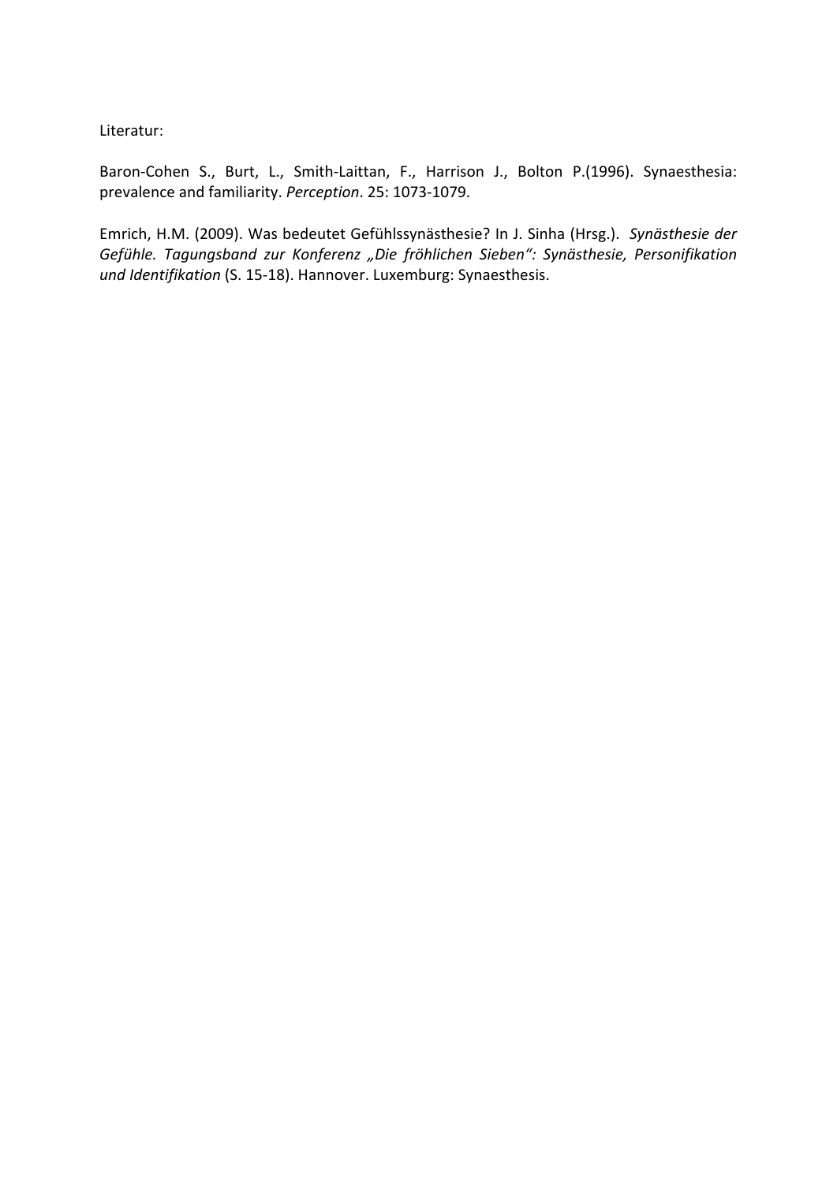Literatur:

Baron-Cohen S., Burt, L., Smith-Laittan, F., Harrison J., Bolton P.(1996). Synaesthesia: prevalence and familiarity. *Perception*. 25: 1073-1079.

Emrich, H.M. (2009). Was bedeutet Gefühlssynästhesie? In J. Sinha (Hrsg.). *Synästhesie der Gefühle. Tagungsband zur Konferenz „Die fröhlichen Sieben": Synästhesie, Personifikation und Identifikation* (S. 15-18). Hannover. Luxemburg: Synaesthesis.